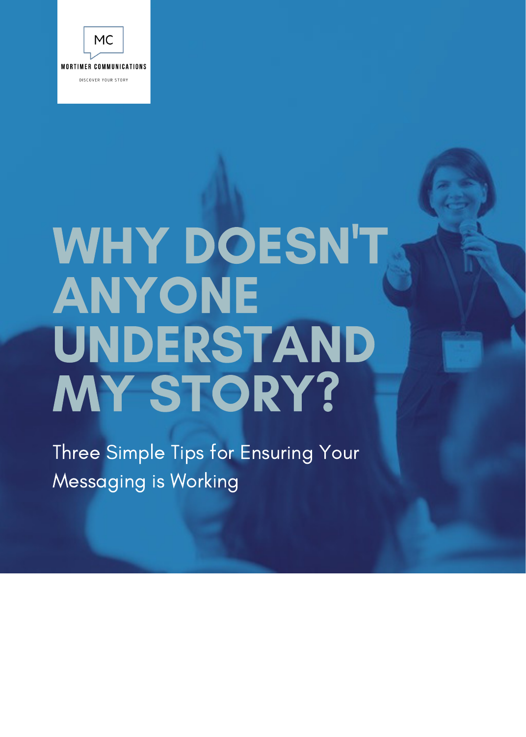MC

MORTIMER COMMUNICATIONS

DISCOVER YOUR STORY

# WHY DOESN'T ANYONE UNDERSTAND MY STORY?

Three Simple Tips for Ensuring Your Messaging is Working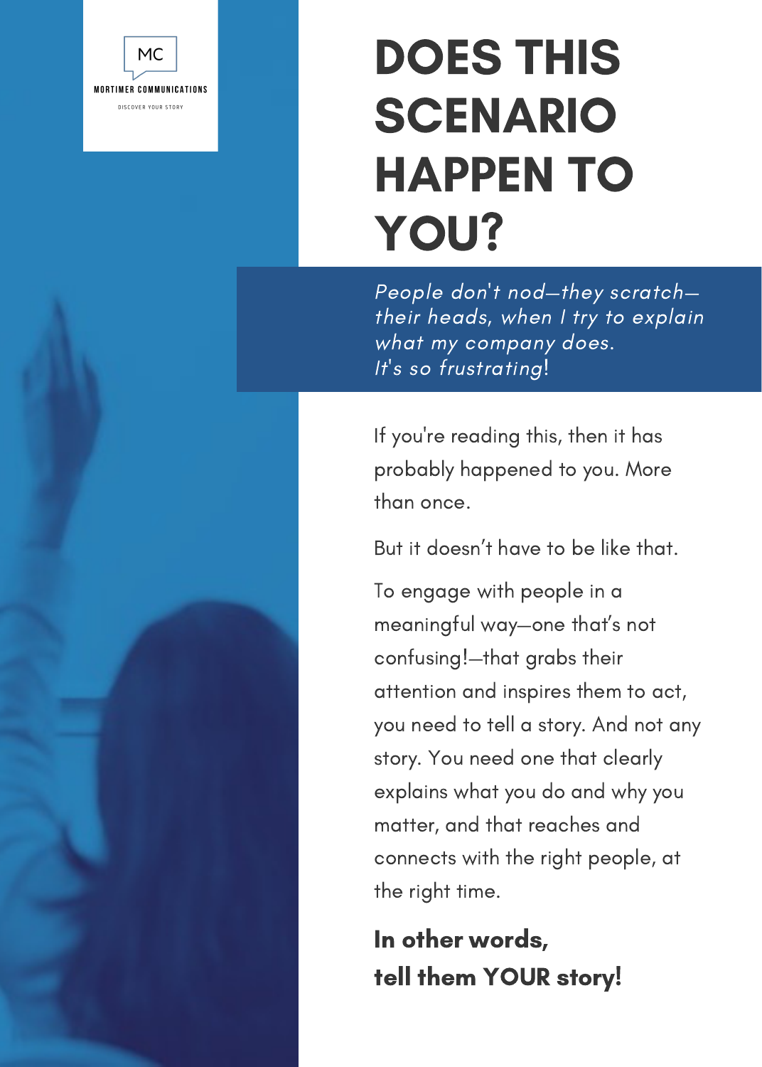MC

MORTIMER COMMUNICATIONS

DISCOVER YOUR STORY

# DOES THIS SCENARIO HAPPEN TO YOU?

*People don't nod—they scratch—their heads, when I try to explain what my company does.*
*It's so frustrating*!

If you're reading this, then it has probably happened to you. More than once.

But it doesn't have to be like that.

To engage with people in a meaningful way—one that's not confusing!—that grabs their attention and inspires them to act, you need to tell a story. And not any story. You need one that clearly explains what you do and why you matter, and that reaches and connects with the right people, at the right time.

**In other words,**
**tell them YOUR story!**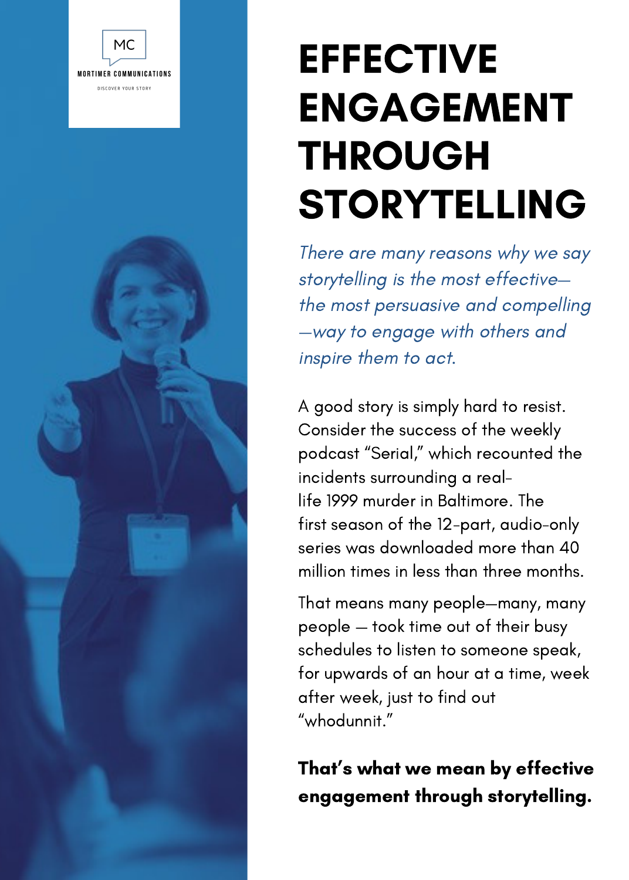MC

MORTIMER COMMUNICATIONS

DISCOVER YOUR STORY

# EFFECTIVE ENGAGEMENT THROUGH STORYTELLING

*There are many reasons why we say storytelling is the most effective—the most persuasive and compelling—way to engage with others and inspire them to act.*

A good story is simply hard to resist. Consider the success of the weekly podcast "Serial," which recounted the incidents surrounding a real-life 1999 murder in Baltimore. The first season of the 12-part, audio-only series was downloaded more than 40 million times in less than three months.

That means many people—many, many people — took time out of their busy schedules to listen to someone speak, for upwards of an hour at a time, week after week, just to find out "whodunnit."

**That's what we mean by effective engagement through storytelling.**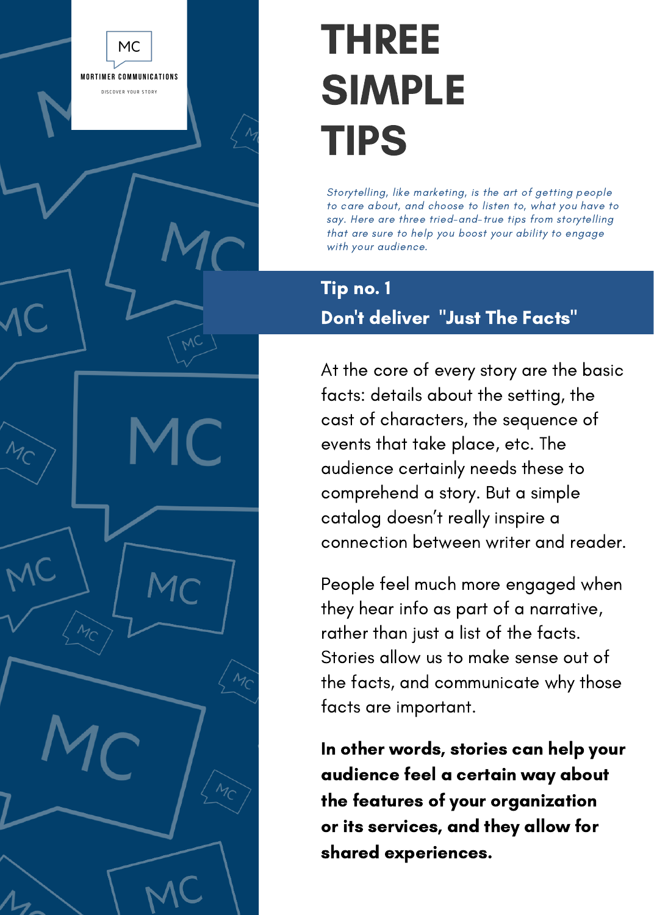MC

MORTIMER COMMUNICATIONS

DISCOVER YOUR STORY

# THREE SIMPLE TIPS

*Storytelling, like marketing, is the art of getting people to care about, and choose to listen to, what you have to say. Here are three tried-and-true tips from storytelling that are sure to help you boost your ability to engage with your audience.*

## Tip no. 1
## Don't deliver "Just The Facts"

At the core of every story are the basic facts: details about the setting, the cast of characters, the sequence of events that take place, etc. The audience certainly needs these to comprehend a story. But a simple catalog doesn't really inspire a connection between writer and reader.

People feel much more engaged when they hear info as part of a narrative, rather than just a list of the facts. Stories allow us to make sense out of the facts, and communicate why those facts are important.

**In other words, stories can help your audience feel a certain way about the features of your organization or its services, and they allow for shared experiences.**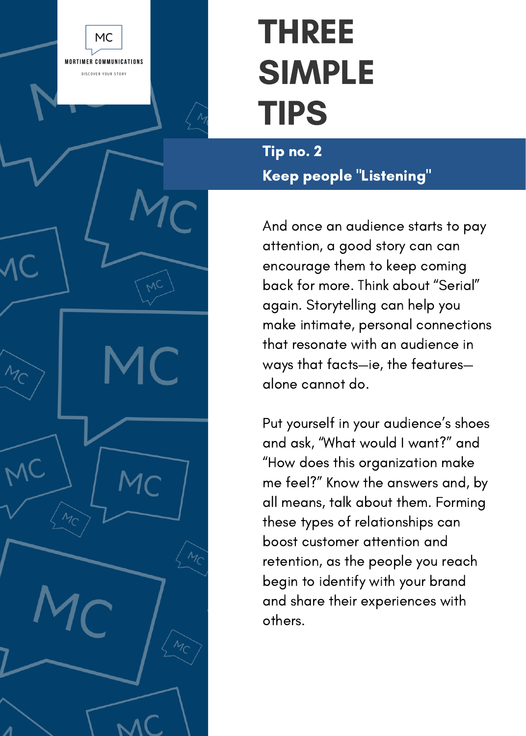# THREE SIMPLE TIPS

## Tip no. 2
## Keep people "Listening"

And once an audience starts to pay attention, a good story can can encourage them to keep coming back for more. Think about “Serial” again. Storytelling can help you make intimate, personal connections that resonate with an audience in ways that facts—ie, the features—alone cannot do.

Put yourself in your audience’s shoes and ask, “What would I want?” and “How does this organization make me feel?” Know the answers and, by all means, talk about them. Forming these types of relationships can boost customer attention and retention, as the people you reach begin to identify with your brand and share their experiences with others.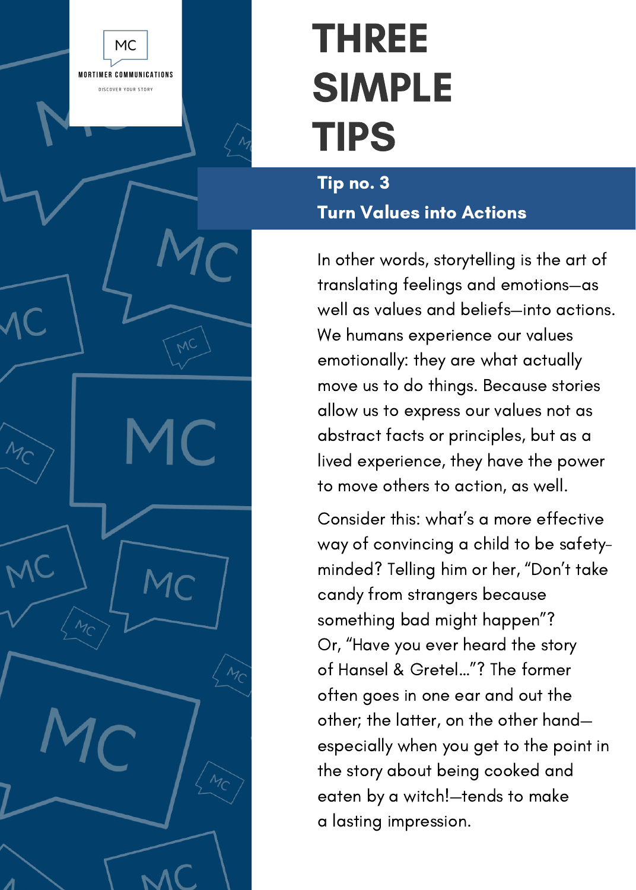# THREE SIMPLE TIPS

## Tip no. 3
## Turn Values into Actions

In other words, storytelling is the art of translating feelings and emotions—as well as values and beliefs—into actions. We humans experience our values emotionally: they are what actually move us to do things. Because stories allow us to express our values not as abstract facts or principles, but as a lived experience, they have the power to move others to action, as well.

Consider this: what's a more effective way of convincing a child to be safety-minded? Telling him or her, "Don't take candy from strangers because something bad might happen"? Or, "Have you ever heard the story of Hansel & Gretel…"? The former often goes in one ear and out the other; the latter, on the other hand—especially when you get to the point in the story about being cooked and eaten by a witch!—tends to make a lasting impression.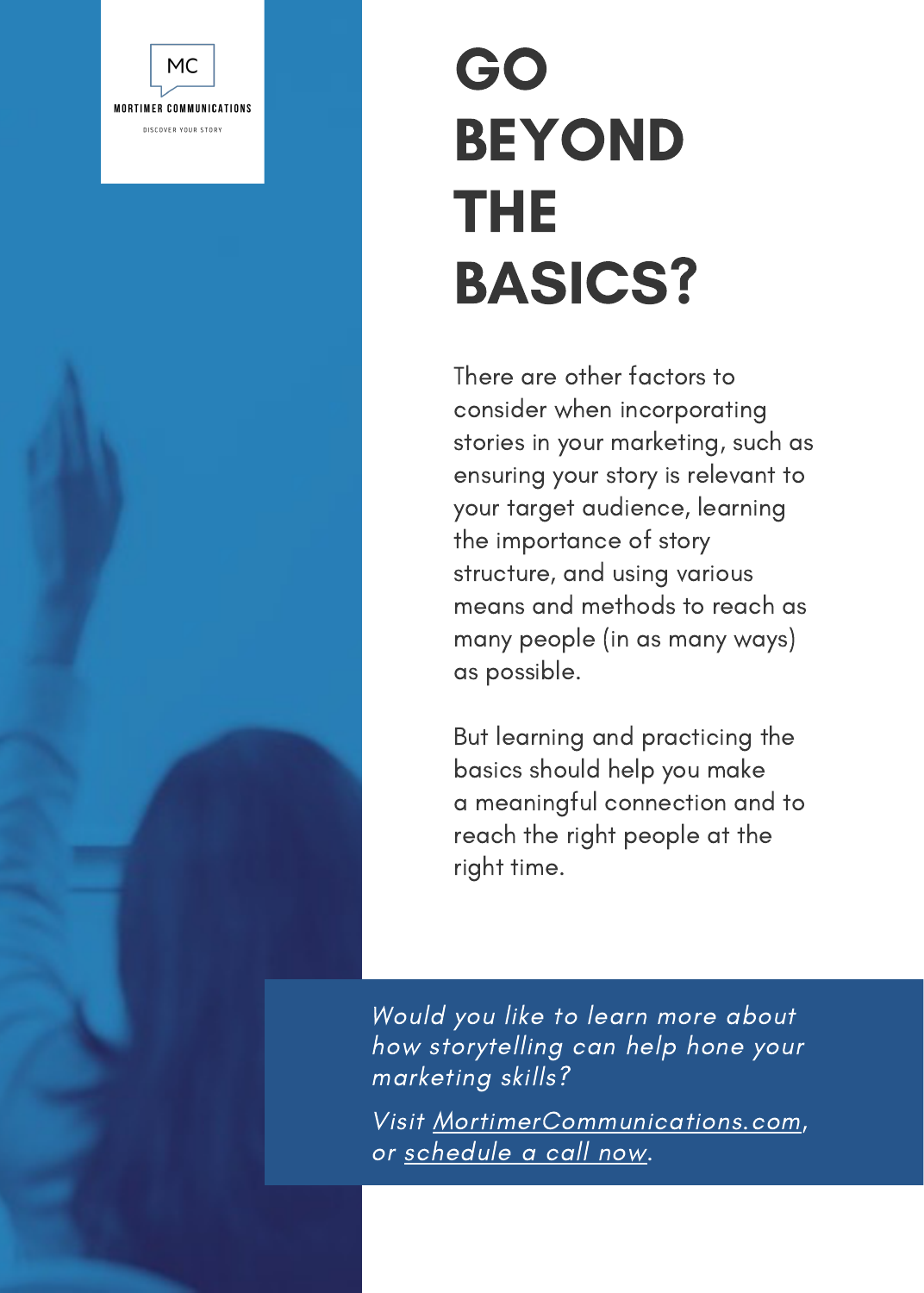# GO BEYOND THE BASICS?

There are other factors to consider when incorporating stories in your marketing, such as ensuring your story is relevant to your target audience, learning the importance of story structure, and using various means and methods to reach as many people (in as many ways) as possible.

But learning and practicing the basics should help you make a meaningful connection and to reach the right people at the right time.

*Would you like to learn more about how storytelling can help hone your marketing skills?*

*Visit MortimerCommunications.com, or schedule a call now.*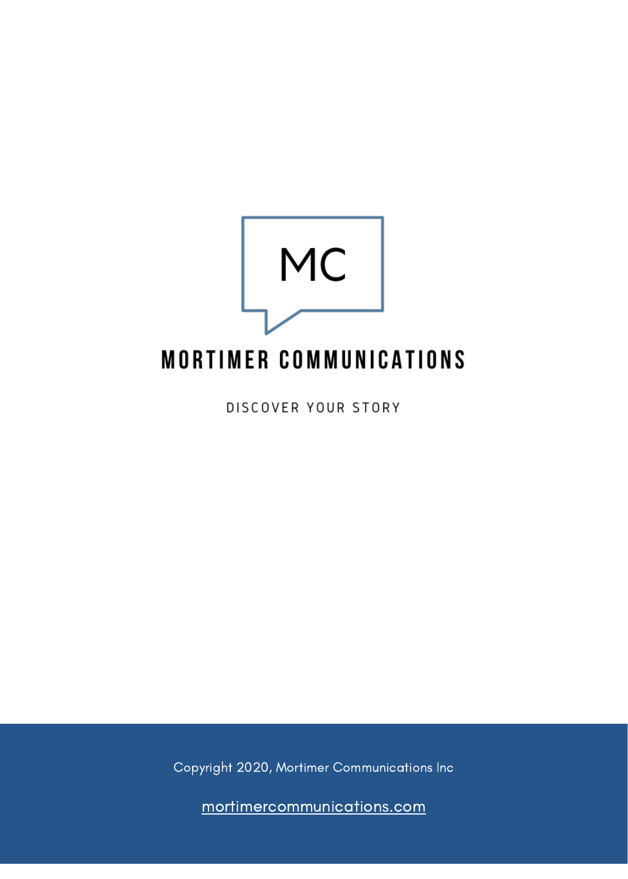MC

MORTIMER COMMUNICATIONS

DISCOVER YOUR STORY

Copyright 2020, Mortimer Communications Inc

mortimercommunications.com